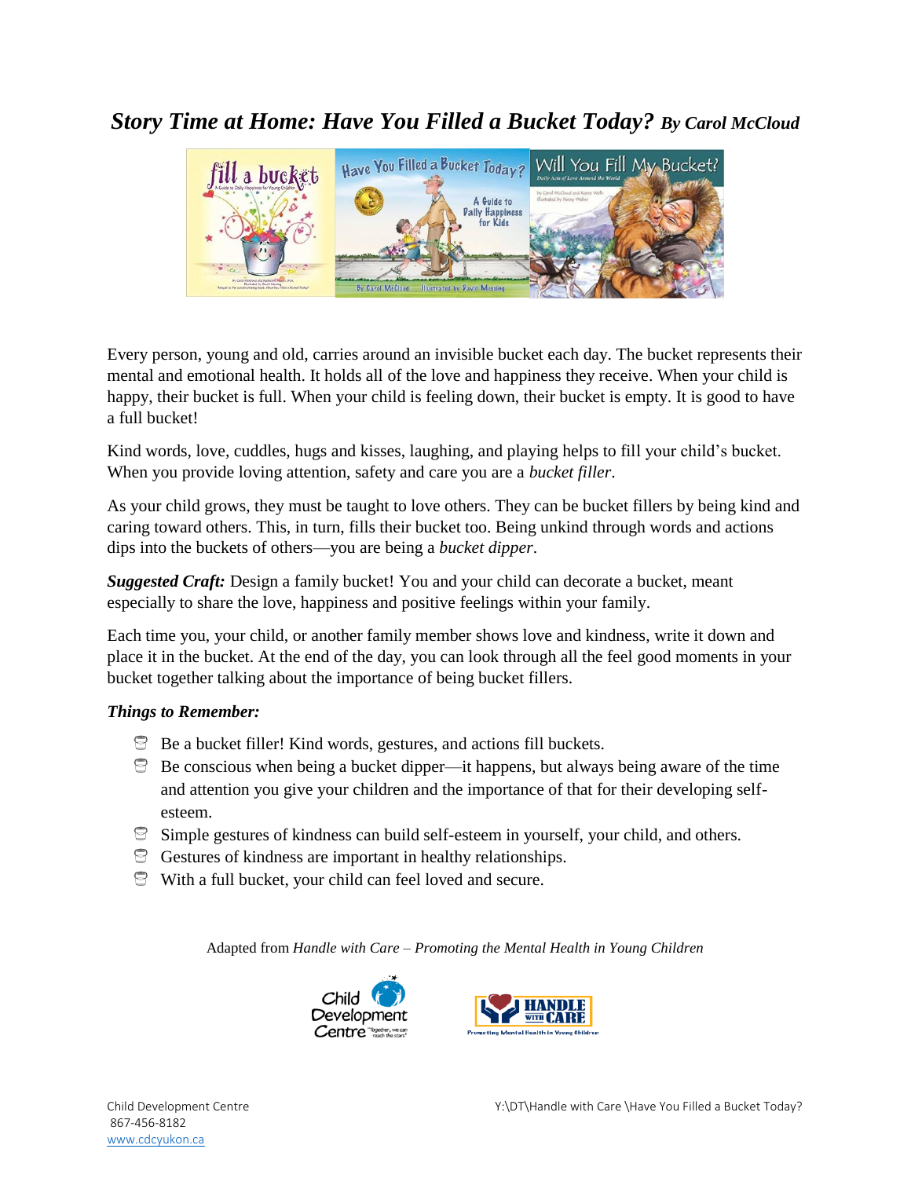# *Story Time at Home: Have You Filled a Bucket Today?* ***By Carol McCloud***

Every person, young and old, carries around an invisible bucket each day. The bucket represents their mental and emotional health. It holds all of the love and happiness they receive. When your child is happy, their bucket is full. When your child is feeling down, their bucket is empty. It is good to have a full bucket!

Kind words, love, cuddles, hugs and kisses, laughing, and playing helps to fill your child's bucket. When you provide loving attention, safety and care you are a *bucket filler*.

As your child grows, they must be taught to love others. They can be bucket fillers by being kind and caring toward others. This, in turn, fills their bucket too. Being unkind through words and actions dips into the buckets of others—you are being a *bucket dipper*.

***Suggested Craft:*** Design a family bucket! You and your child can decorate a bucket, meant especially to share the love, happiness and positive feelings within your family.

Each time you, your child, or another family member shows love and kindness, write it down and place it in the bucket. At the end of the day, you can look through all the feel good moments in your bucket together talking about the importance of being bucket fillers.

***Things to Remember:***

- Be a bucket filler! Kind words, gestures, and actions fill buckets.
- Be conscious when being a bucket dipper—it happens, but always being aware of the time and attention you give your children and the importance of that for their developing self-esteem.
- Simple gestures of kindness can build self-esteem in yourself, your child, and others.
- Gestures of kindness are important in healthy relationships.
- With a full bucket, your child can feel loved and secure.

Adapted from *Handle with Care – Promoting the Mental Health in Young Children*

Child Development Centre
867-456-8182
www.cdcyukon.ca

Y:\DT\Handle with Care \Have You Filled a Bucket Today?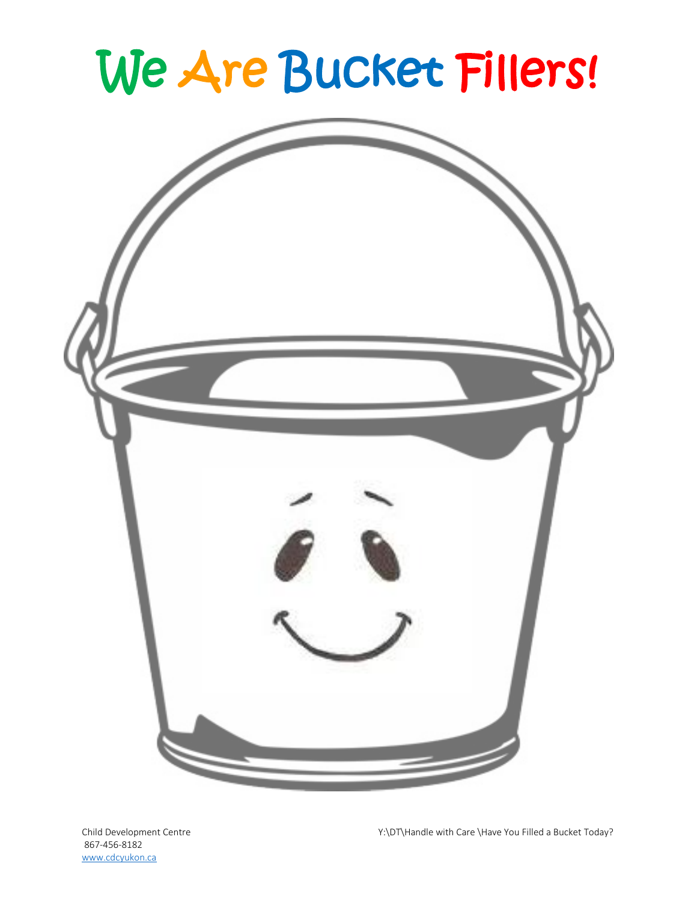# We Are Bucket Fillers!

Child Development Centre
867-456-8182
www.cdcyukon.ca

Y:\DT\Handle with Care \Have You Filled a Bucket Today?